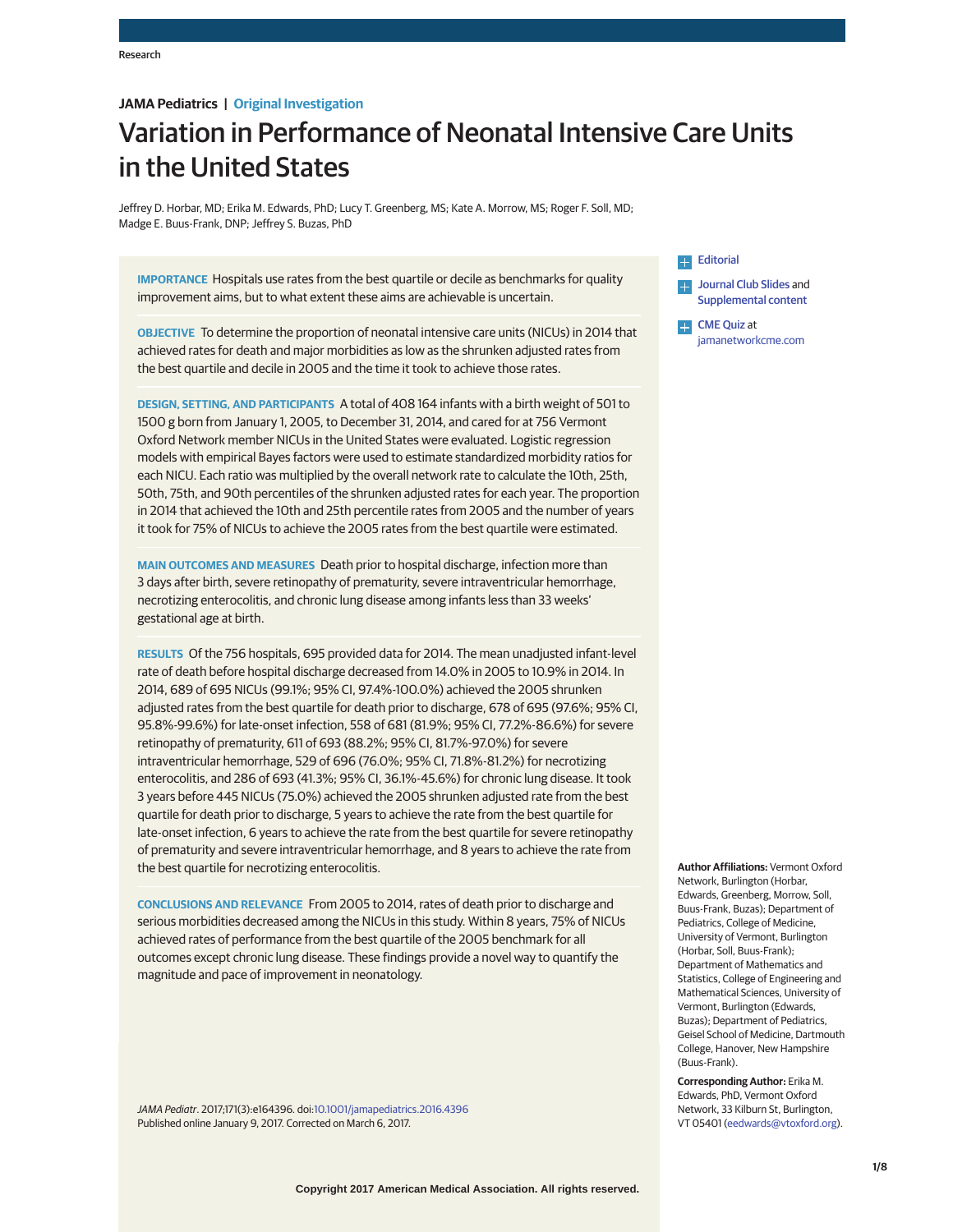Research

**JAMA Pediatrics | Original Investigation**

# Variation in Performance of Neonatal Intensive Care Units in the United States

Jeffrey D. Horbar, MD; Erika M. Edwards, PhD; Lucy T. Greenberg, MS; Kate A. Morrow, MS; Roger F. Soll, MD; Madge E. Buus-Frank, DNP; Jeffrey S. Buzas, PhD

**IMPORTANCE** Hospitals use rates from the best quartile or decile as benchmarks for quality improvement aims, but to what extent these aims are achievable is uncertain.

**OBJECTIVE** To determine the proportion of neonatal intensive care units (NICUs) in 2014 that achieved rates for death and major morbidities as low as the shrunken adjusted rates from the best quartile and decile in 2005 and the time it took to achieve those rates.

**DESIGN, SETTING, AND PARTICIPANTS** A total of 408 164 infants with a birth weight of 501 to 1500 g born from January 1, 2005, to December 31, 2014, and cared for at 756 Vermont Oxford Network member NICUs in the United States were evaluated. Logistic regression models with empirical Bayes factors were used to estimate standardized morbidity ratios for each NICU. Each ratio was multiplied by the overall network rate to calculate the 10th, 25th, 50th, 75th, and 90th percentiles of the shrunken adjusted rates for each year. The proportion in 2014 that achieved the 10th and 25th percentile rates from 2005 and the number of years it took for 75% of NICUs to achieve the 2005 rates from the best quartile were estimated.

**MAIN OUTCOMES AND MEASURES** Death prior to hospital discharge, infection more than 3 days after birth, severe retinopathy of prematurity, severe intraventricular hemorrhage, necrotizing enterocolitis, and chronic lung disease among infants less than 33 weeks' gestational age at birth.

**RESULTS** Of the 756 hospitals, 695 provided data for 2014. The mean unadjusted infant-level rate of death before hospital discharge decreased from 14.0% in 2005 to 10.9% in 2014. In 2014, 689 of 695 NICUs (99.1%; 95% CI, 97.4%-100.0%) achieved the 2005 shrunken adjusted rates from the best quartile for death prior to discharge, 678 of 695 (97.6%; 95% CI, 95.8%-99.6%) for late-onset infection, 558 of 681 (81.9%; 95% CI, 77.2%-86.6%) for severe retinopathy of prematurity, 611 of 693 (88.2%; 95% CI, 81.7%-97.0%) for severe intraventricular hemorrhage, 529 of 696 (76.0%; 95% CI, 71.8%-81.2%) for necrotizing enterocolitis, and 286 of 693 (41.3%; 95% CI, 36.1%-45.6%) for chronic lung disease. It took 3 years before 445 NICUs (75.0%) achieved the 2005 shrunken adjusted rate from the best quartile for death prior to discharge, 5 years to achieve the rate from the best quartile for late-onset infection, 6 years to achieve the rate from the best quartile for severe retinopathy of prematurity and severe intraventricular hemorrhage, and 8 years to achieve the rate from the best quartile for necrotizing enterocolitis.

**CONCLUSIONS AND RELEVANCE** From 2005 to 2014, rates of death prior to discharge and serious morbidities decreased among the NICUs in this study. Within 8 years, 75% of NICUs achieved rates of performance from the best quartile of the 2005 benchmark for all outcomes except chronic lung disease. These findings provide a novel way to quantify the magnitude and pace of improvement in neonatology.

*JAMA Pediatr*. 2017;171(3):e164396. doi:10.1001/jamapediatrics.2016.4396
Published online January 9, 2017. Corrected on March 6, 2017.

Editorial

Journal Club Slides and Supplemental content

CME Quiz at jamanetworkcme.com

**Author Affiliations:** Vermont Oxford Network, Burlington (Horbar, Edwards, Greenberg, Morrow, Soll, Buus-Frank, Buzas); Department of Pediatrics, College of Medicine, University of Vermont, Burlington (Horbar, Soll, Buus-Frank); Department of Mathematics and Statistics, College of Engineering and Mathematical Sciences, University of Vermont, Burlington (Edwards, Buzas); Department of Pediatrics, Geisel School of Medicine, Dartmouth College, Hanover, New Hampshire (Buus-Frank).

**Corresponding Author:** Erika M. Edwards, PhD, Vermont Oxford Network, 33 Kilburn St, Burlington, VT 05401 (eedwards@vtoxford.org).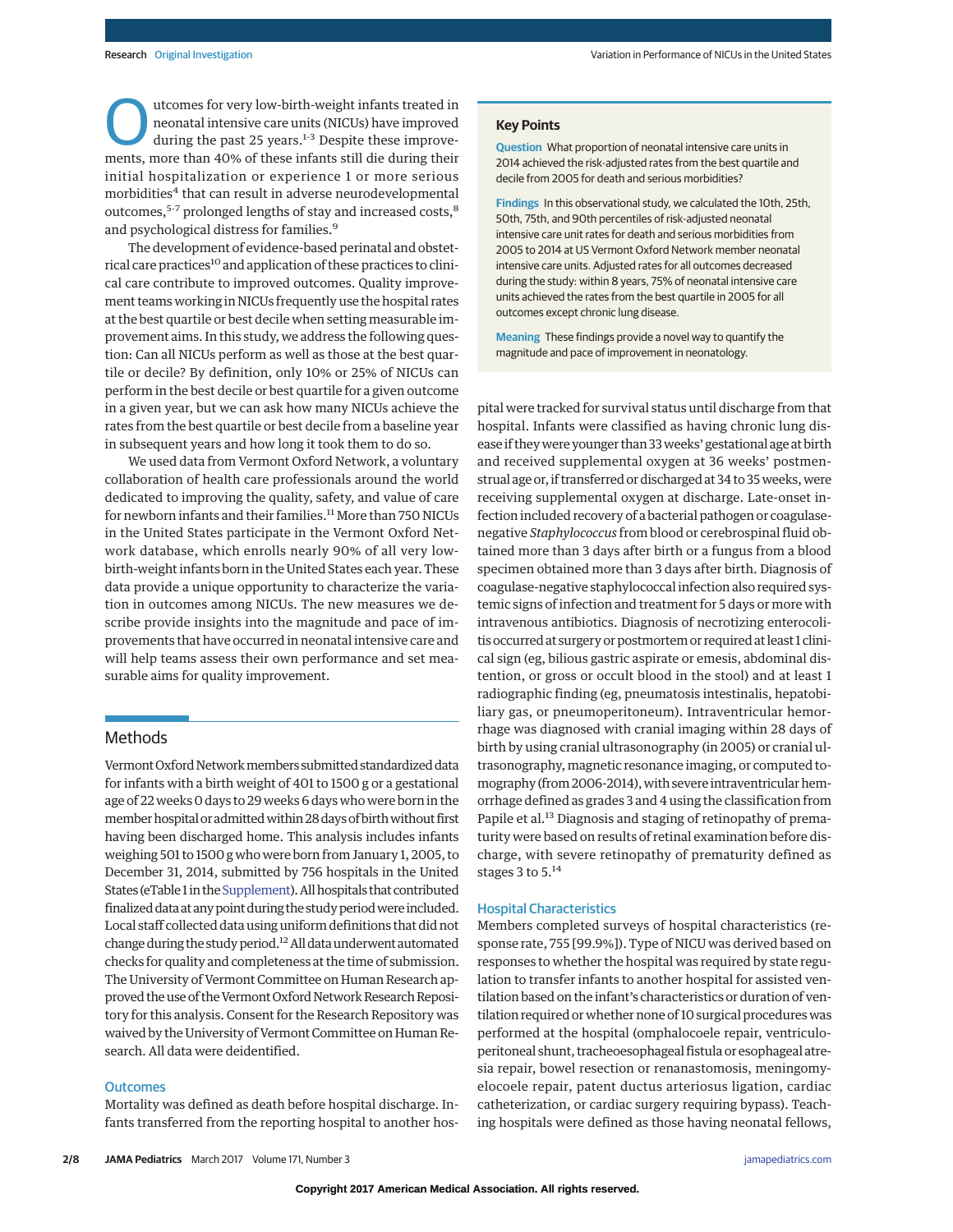Outcomes for very low-birth-weight infants treated in neonatal intensive care units (NICUs) have improved during the past 25 years.[1-3] Despite these improvements, more than 40% of these infants still die during their initial hospitalization or experience 1 or more serious morbidities[4] that can result in adverse neurodevelopmental outcomes,[5-7] prolonged lengths of stay and increased costs,[8] and psychological distress for families.[9]

The development of evidence-based perinatal and obstetrical care practices[10] and application of these practices to clinical care contribute to improved outcomes. Quality improvement teams working in NICUs frequently use the hospital rates at the best quartile or best decile when setting measurable improvement aims. In this study, we address the following question: Can all NICUs perform as well as those at the best quartile or decile? By definition, only 10% or 25% of NICUs can perform in the best decile or best quartile for a given outcome in a given year, but we can ask how many NICUs achieve the rates from the best quartile or best decile from a baseline year in subsequent years and how long it took them to do so.

We used data from Vermont Oxford Network, a voluntary collaboration of health care professionals around the world dedicated to improving the quality, safety, and value of care for newborn infants and their families.[11] More than 750 NICUs in the United States participate in the Vermont Oxford Network database, which enrolls nearly 90% of all very low-birth-weight infants born in the United States each year. These data provide a unique opportunity to characterize the variation in outcomes among NICUs. The new measures we describe provide insights into the magnitude and pace of improvements that have occurred in neonatal intensive care and will help teams assess their own performance and set measurable aims for quality improvement.

## Key Points

**Question** What proportion of neonatal intensive care units in 2014 achieved the risk-adjusted rates from the best quartile and decile from 2005 for death and serious morbidities?

**Findings** In this observational study, we calculated the 10th, 25th, 50th, 75th, and 90th percentiles of risk-adjusted neonatal intensive care unit rates for death and serious morbidities from 2005 to 2014 at US Vermont Oxford Network member neonatal intensive care units. Adjusted rates for all outcomes decreased during the study: within 8 years, 75% of neonatal intensive care units achieved the rates from the best quartile in 2005 for all outcomes except chronic lung disease.

**Meaning** These findings provide a novel way to quantify the magnitude and pace of improvement in neonatology.

## Methods

Vermont Oxford Network members submitted standardized data for infants with a birth weight of 401 to 1500 g or a gestational age of 22 weeks 0 days to 29 weeks 6 days who were born in the member hospital or admitted within 28 days of birth without first having been discharged home. This analysis includes infants weighing 501 to 1500 g who were born from January 1, 2005, to December 31, 2014, submitted by 756 hospitals in the United States (eTable 1 in the Supplement). All hospitals that contributed finalized data at any point during the study period were included. Local staff collected data using uniform definitions that did not change during the study period.[12] All data underwent automated checks for quality and completeness at the time of submission. The University of Vermont Committee on Human Research approved the use of the Vermont Oxford Network Research Repository for this analysis. Consent for the Research Repository was waived by the University of Vermont Committee on Human Research. All data were deidentified.

### Outcomes

Mortality was defined as death before hospital discharge. Infants transferred from the reporting hospital to another hospital were tracked for survival status until discharge from that hospital. Infants were classified as having chronic lung disease if they were younger than 33 weeks' gestational age at birth and received supplemental oxygen at 36 weeks' postmenstrual age or, if transferred or discharged at 34 to 35 weeks, were receiving supplemental oxygen at discharge. Late-onset infection included recovery of a bacterial pathogen or coagulase-negative *Staphylococcus* from blood or cerebrospinal fluid obtained more than 3 days after birth or a fungus from a blood specimen obtained more than 3 days after birth. Diagnosis of coagulase-negative staphylococcal infection also required systemic signs of infection and treatment for 5 days or more with intravenous antibiotics. Diagnosis of necrotizing enterocolitis occurred at surgery or postmortem or required at least 1 clinical sign (eg, bilious gastric aspirate or emesis, abdominal distention, or gross or occult blood in the stool) and at least 1 radiographic finding (eg, pneumatosis intestinalis, hepatobiliary gas, or pneumoperitoneum). Intraventricular hemorrhage was diagnosed with cranial imaging within 28 days of birth by using cranial ultrasonography (in 2005) or cranial ultrasonography, magnetic resonance imaging, or computed tomography (from 2006-2014), with severe intraventricular hemorrhage defined as grades 3 and 4 using the classification from Papile et al.[13] Diagnosis and staging of retinopathy of prematurity were based on results of retinal examination before discharge, with severe retinopathy of prematurity defined as stages 3 to 5.[14]

### Hospital Characteristics

Members completed surveys of hospital characteristics (response rate, 755 [99.9%]). Type of NICU was derived based on responses to whether the hospital was required by state regulation to transfer infants to another hospital for assisted ventilation based on the infant's characteristics or duration of ventilation required or whether none of 10 surgical procedures was performed at the hospital (omphalocoele repair, ventriculoperitoneal shunt, tracheoesophageal fistula or esophageal atresia repair, bowel resection or renanastomosis, meningomyelocoele repair, patent ductus arteriosus ligation, cardiac catheterization, or cardiac surgery requiring bypass). Teaching hospitals were defined as those having neonatal fellows,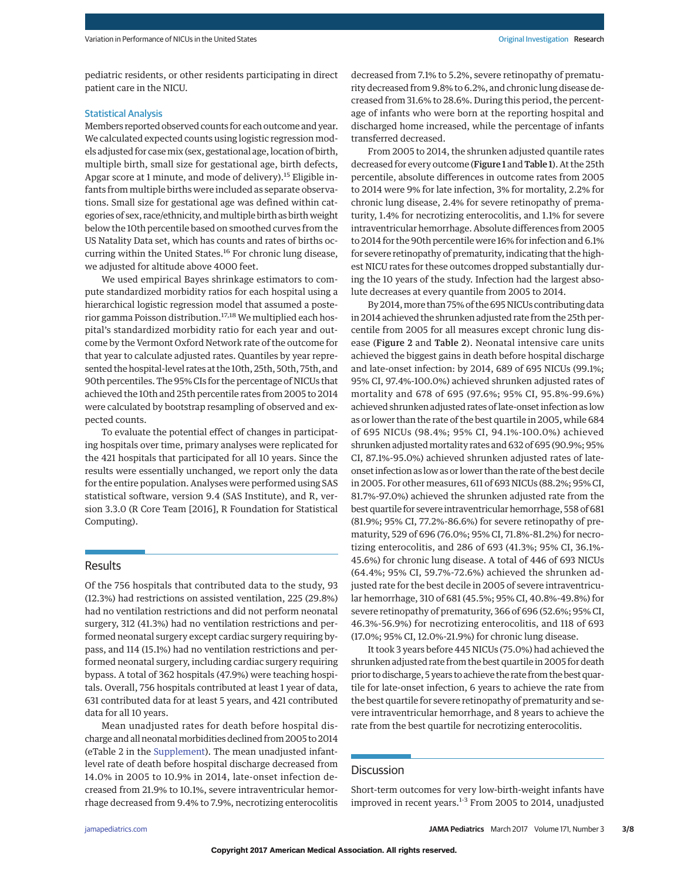pediatric residents, or other residents participating in direct patient care in the NICU.

### Statistical Analysis

Members reported observed counts for each outcome and year. We calculated expected counts using logistic regression models adjusted for case mix (sex, gestational age, location of birth, multiple birth, small size for gestational age, birth defects, Apgar score at 1 minute, and mode of delivery).[15] Eligible infants from multiple births were included as separate observations. Small size for gestational age was defined within categories of sex, race/ethnicity, and multiple birth as birth weight below the 10th percentile based on smoothed curves from the US Natality Data set, which has counts and rates of births occurring within the United States.[16] For chronic lung disease, we adjusted for altitude above 4000 feet.

We used empirical Bayes shrinkage estimators to compute standardized morbidity ratios for each hospital using a hierarchical logistic regression model that assumed a posterior gamma Poisson distribution.[17,18] We multiplied each hospital's standardized morbidity ratio for each year and outcome by the Vermont Oxford Network rate of the outcome for that year to calculate adjusted rates. Quantiles by year represented the hospital-level rates at the 10th, 25th, 50th, 75th, and 90th percentiles. The 95% CIs for the percentage of NICUs that achieved the 10th and 25th percentile rates from 2005 to 2014 were calculated by bootstrap resampling of observed and expected counts.

To evaluate the potential effect of changes in participating hospitals over time, primary analyses were replicated for the 421 hospitals that participated for all 10 years. Since the results were essentially unchanged, we report only the data for the entire population. Analyses were performed using SAS statistical software, version 9.4 (SAS Institute), and R, version 3.3.0 (R Core Team [2016], R Foundation for Statistical Computing).

## Results

Of the 756 hospitals that contributed data to the study, 93 (12.3%) had restrictions on assisted ventilation, 225 (29.8%) had no ventilation restrictions and did not perform neonatal surgery, 312 (41.3%) had no ventilation restrictions and performed neonatal surgery except cardiac surgery requiring bypass, and 114 (15.1%) had no ventilation restrictions and performed neonatal surgery, including cardiac surgery requiring bypass. A total of 362 hospitals (47.9%) were teaching hospitals. Overall, 756 hospitals contributed at least 1 year of data, 631 contributed data for at least 5 years, and 421 contributed data for all 10 years.

Mean unadjusted rates for death before hospital discharge and all neonatal morbidities declined from 2005 to 2014 (eTable 2 in the Supplement). The mean unadjusted infant-level rate of death before hospital discharge decreased from 14.0% in 2005 to 10.9% in 2014, late-onset infection decreased from 21.9% to 10.1%, severe intraventricular hemorrhage decreased from 9.4% to 7.9%, necrotizing enterocolitis decreased from 7.1% to 5.2%, severe retinopathy of prematurity decreased from 9.8% to 6.2%, and chronic lung disease decreased from 31.6% to 28.6%. During this period, the percentage of infants who were born at the reporting hospital and discharged home increased, while the percentage of infants transferred decreased.

From 2005 to 2014, the shrunken adjusted quantile rates decreased for every outcome (**Figure 1** and **Table 1**). At the 25th percentile, absolute differences in outcome rates from 2005 to 2014 were 9% for late infection, 3% for mortality, 2.2% for chronic lung disease, 2.4% for severe retinopathy of prematurity, 1.4% for necrotizing enterocolitis, and 1.1% for severe intraventricular hemorrhage. Absolute differences from 2005 to 2014 for the 90th percentile were 16% for infection and 6.1% for severe retinopathy of prematurity, indicating that the highest NICU rates for these outcomes dropped substantially during the 10 years of the study. Infection had the largest absolute decreases at every quantile from 2005 to 2014.

By 2014, more than 75% of the 695 NICUs contributing data in 2014 achieved the shrunken adjusted rate from the 25th percentile from 2005 for all measures except chronic lung disease (**Figure 2** and **Table 2**). Neonatal intensive care units achieved the biggest gains in death before hospital discharge and late-onset infection: by 2014, 689 of 695 NICUs (99.1%; 95% CI, 97.4%-100.0%) achieved shrunken adjusted rates of mortality and 678 of 695 (97.6%; 95% CI, 95.8%-99.6%) achieved shrunken adjusted rates of late-onset infection as low as or lower than the rate of the best quartile in 2005, while 684 of 695 NICUs (98.4%; 95% CI, 94.1%-100.0%) achieved shrunken adjusted mortality rates and 632 of 695 (90.9%; 95% CI, 87.1%-95.0%) achieved shrunken adjusted rates of late-onset infection as low as or lower than the rate of the best decile in 2005. For other measures, 611 of 693 NICUs (88.2%; 95% CI, 81.7%-97.0%) achieved the shrunken adjusted rate from the best quartile for severe intraventricular hemorrhage, 558 of 681 (81.9%; 95% CI, 77.2%-86.6%) for severe retinopathy of prematurity, 529 of 696 (76.0%; 95% CI, 71.8%-81.2%) for necrotizing enterocolitis, and 286 of 693 (41.3%; 95% CI, 36.1%-45.6%) for chronic lung disease. A total of 446 of 693 NICUs (64.4%; 95% CI, 59.7%-72.6%) achieved the shrunken adjusted rate for the best decile in 2005 of severe intraventricular hemorrhage, 310 of 681 (45.5%; 95% CI, 40.8%-49.8%) for severe retinopathy of prematurity, 366 of 696 (52.6%; 95% CI, 46.3%-56.9%) for necrotizing enterocolitis, and 118 of 693 (17.0%; 95% CI, 12.0%-21.9%) for chronic lung disease.

It took 3 years before 445 NICUs (75.0%) had achieved the shrunken adjusted rate from the best quartile in 2005 for death prior to discharge, 5 years to achieve the rate from the best quartile for late-onset infection, 6 years to achieve the rate from the best quartile for severe retinopathy of prematurity and severe intraventricular hemorrhage, and 8 years to achieve the rate from the best quartile for necrotizing enterocolitis.

## Discussion

Short-term outcomes for very low-birth-weight infants have improved in recent years.[1-3] From 2005 to 2014, unadjusted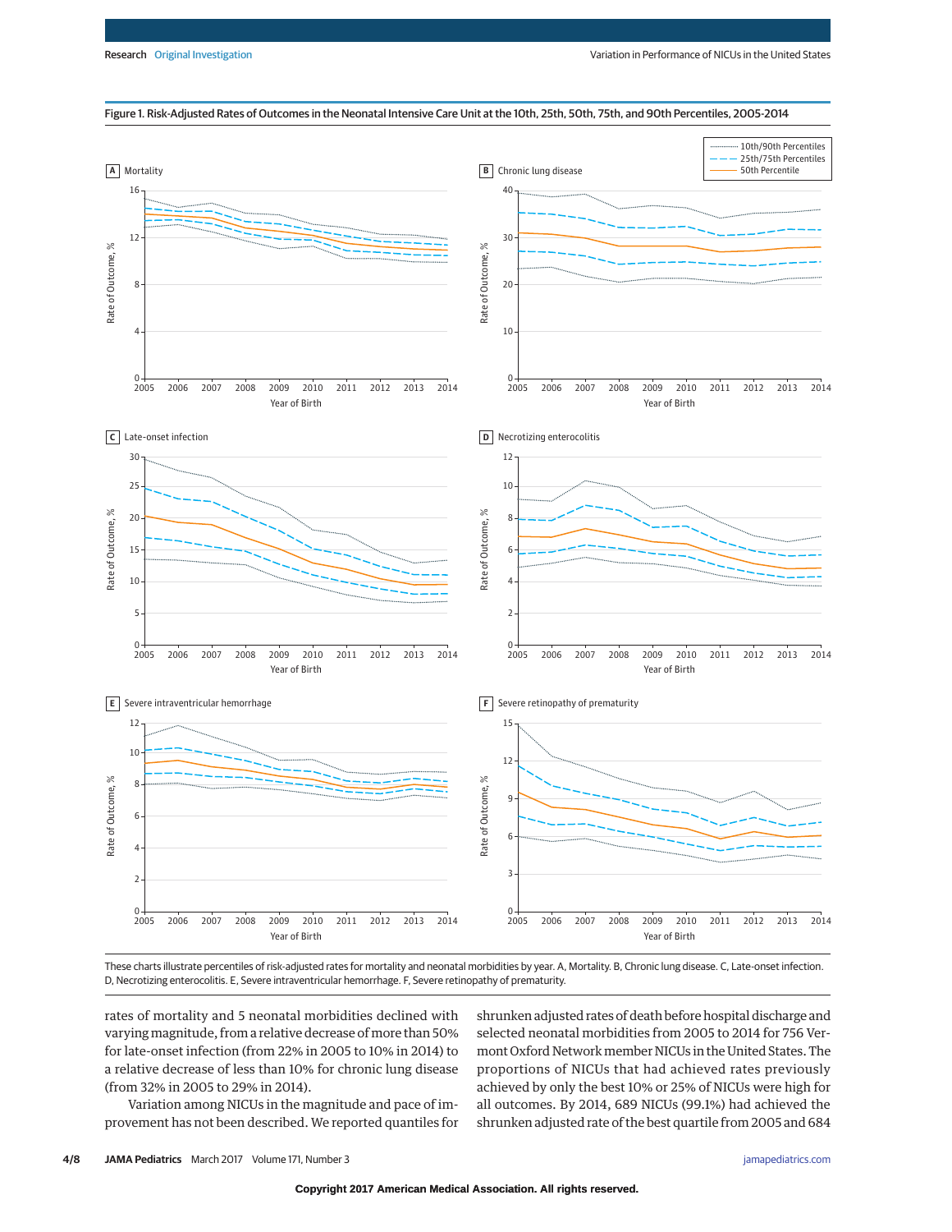Figure 1. Risk-Adjusted Rates of Outcomes in the Neonatal Intensive Care Unit at the 10th, 25th, 50th, 75th, and 90th Percentiles, 2005-2014

These charts illustrate percentiles of risk-adjusted rates for mortality and neonatal morbidities by year. A, Mortality. B, Chronic lung disease. C, Late-onset infection. D, Necrotizing enterocolitis. E, Severe intraventricular hemorrhage. F, Severe retinopathy of prematurity.

rates of mortality and 5 neonatal morbidities declined with varying magnitude, from a relative decrease of more than 50% for late-onset infection (from 22% in 2005 to 10% in 2014) to a relative decrease of less than 10% for chronic lung disease (from 32% in 2005 to 29% in 2014).

Variation among NICUs in the magnitude and pace of improvement has not been described. We reported quantiles for shrunken adjusted rates of death before hospital discharge and selected neonatal morbidities from 2005 to 2014 for 756 Vermont Oxford Network member NICUs in the United States. The proportions of NICUs that had achieved rates previously achieved by only the best 10% or 25% of NICUs were high for all outcomes. By 2014, 689 NICUs (99.1%) had achieved the shrunken adjusted rate of the best quartile from 2005 and 684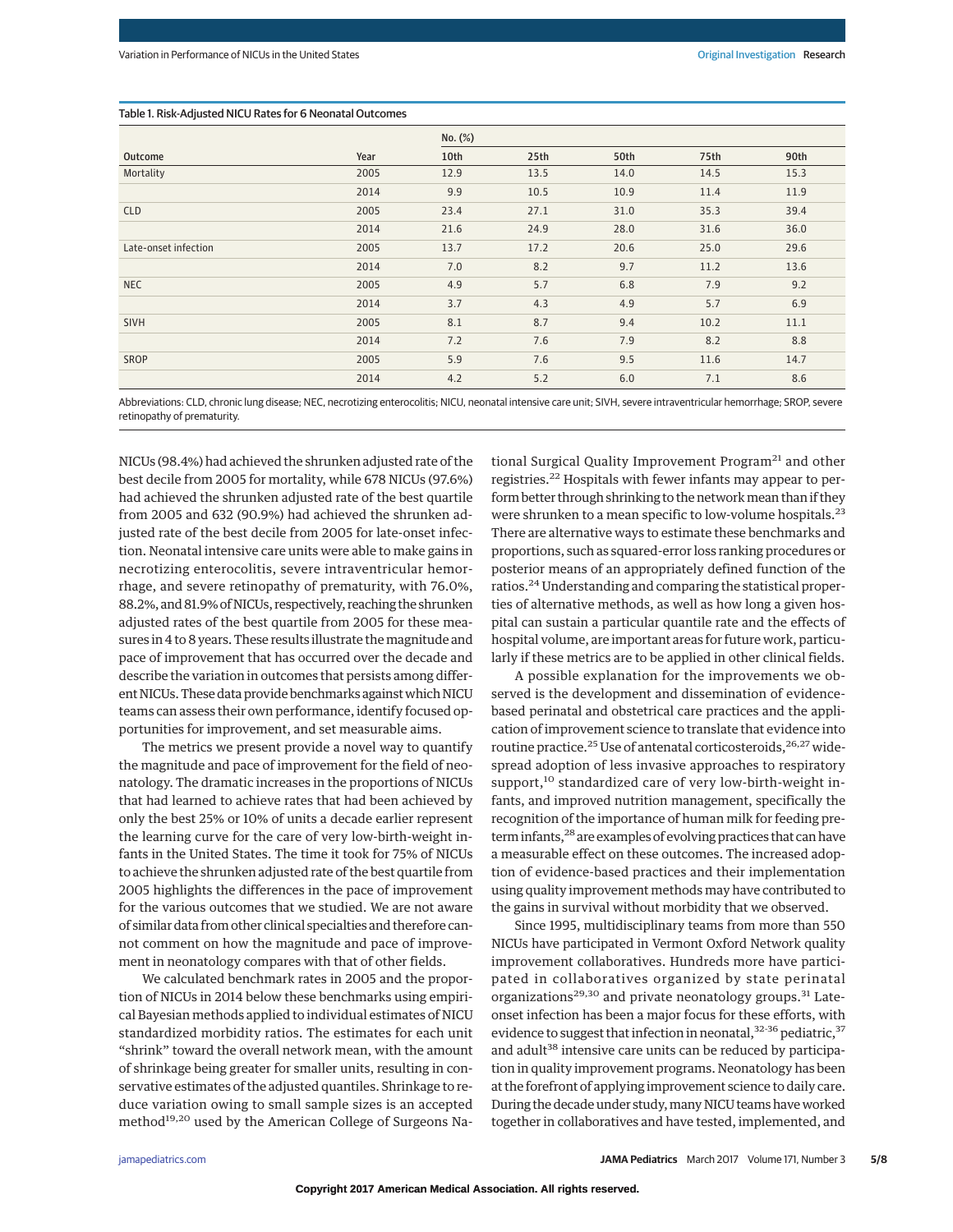Table 1. Risk-Adjusted NICU Rates for 6 Neonatal Outcomes

| Outcome | Year | No. (%) | | | | |
|---|---|---|---|---|---|---|
| | | 10th | 25th | 50th | 75th | 90th |
| Mortality | 2005 | 12.9 | 13.5 | 14.0 | 14.5 | 15.3 |
| | 2014 | 9.9 | 10.5 | 10.9 | 11.4 | 11.9 |
| CLD | 2005 | 23.4 | 27.1 | 31.0 | 35.3 | 39.4 |
| | 2014 | 21.6 | 24.9 | 28.0 | 31.6 | 36.0 |
| Late-onset infection | 2005 | 13.7 | 17.2 | 20.6 | 25.0 | 29.6 |
| | 2014 | 7.0 | 8.2 | 9.7 | 11.2 | 13.6 |
| NEC | 2005 | 4.9 | 5.7 | 6.8 | 7.9 | 9.2 |
| | 2014 | 3.7 | 4.3 | 4.9 | 5.7 | 6.9 |
| SIVH | 2005 | 8.1 | 8.7 | 9.4 | 10.2 | 11.1 |
| | 2014 | 7.2 | 7.6 | 7.9 | 8.2 | 8.8 |
| SROP | 2005 | 5.9 | 7.6 | 9.5 | 11.6 | 14.7 |
| | 2014 | 4.2 | 5.2 | 6.0 | 7.1 | 8.6 |

Abbreviations: CLD, chronic lung disease; NEC, necrotizing enterocolitis; NICU, neonatal intensive care unit; SIVH, severe intraventricular hemorrhage; SROP, severe retinopathy of prematurity.

NICUs (98.4%) had achieved the shrunken adjusted rate of the best decile from 2005 for mortality, while 678 NICUs (97.6%) had achieved the shrunken adjusted rate of the best quartile from 2005 and 632 (90.9%) had achieved the shrunken adjusted rate of the best decile from 2005 for late-onset infection. Neonatal intensive care units were able to make gains in necrotizing enterocolitis, severe intraventricular hemorrhage, and severe retinopathy of prematurity, with 76.0%, 88.2%, and 81.9% of NICUs, respectively, reaching the shrunken adjusted rates of the best quartile from 2005 for these measures in 4 to 8 years. These results illustrate the magnitude and pace of improvement that has occurred over the decade and describe the variation in outcomes that persists among different NICUs. These data provide benchmarks against which NICU teams can assess their own performance, identify focused opportunities for improvement, and set measurable aims.

The metrics we present provide a novel way to quantify the magnitude and pace of improvement for the field of neonatology. The dramatic increases in the proportions of NICUs that had learned to achieve rates that had been achieved by only the best 25% or 10% of units a decade earlier represent the learning curve for the care of very low-birth-weight infants in the United States. The time it took for 75% of NICUs to achieve the shrunken adjusted rate of the best quartile from 2005 highlights the differences in the pace of improvement for the various outcomes that we studied. We are not aware of similar data from other clinical specialties and therefore cannot comment on how the magnitude and pace of improvement in neonatology compares with that of other fields.

We calculated benchmark rates in 2005 and the proportion of NICUs in 2014 below these benchmarks using empirical Bayesian methods applied to individual estimates of NICU standardized morbidity ratios. The estimates for each unit "shrink" toward the overall network mean, with the amount of shrinkage being greater for smaller units, resulting in conservative estimates of the adjusted quantiles. Shrinkage to reduce variation owing to small sample sizes is an accepted method[19,20] used by the American College of Surgeons National Surgical Quality Improvement Program[21] and other registries.[22] Hospitals with fewer infants may appear to perform better through shrinking to the network mean than if they were shrunken to a mean specific to low-volume hospitals.[23] There are alternative ways to estimate these benchmarks and proportions, such as squared-error loss ranking procedures or posterior means of an appropriately defined function of the ratios.[24] Understanding and comparing the statistical properties of alternative methods, as well as how long a given hospital can sustain a particular quantile rate and the effects of hospital volume, are important areas for future work, particularly if these metrics are to be applied in other clinical fields.

A possible explanation for the improvements we observed is the development and dissemination of evidence-based perinatal and obstetrical care practices and the application of improvement science to translate that evidence into routine practice.[25] Use of antenatal corticosteroids,[26,27] widespread adoption of less invasive approaches to respiratory support,[10] standardized care of very low-birth-weight infants, and improved nutrition management, specifically the recognition of the importance of human milk for feeding preterm infants,[28] are examples of evolving practices that can have a measurable effect on these outcomes. The increased adoption of evidence-based practices and their implementation using quality improvement methods may have contributed to the gains in survival without morbidity that we observed.

Since 1995, multidisciplinary teams from more than 550 NICUs have participated in Vermont Oxford Network quality improvement collaboratives. Hundreds more have participated in collaboratives organized by state perinatal organizations[29,30] and private neonatology groups.[31] Late-onset infection has been a major focus for these efforts, with evidence to suggest that infection in neonatal,[32-36] pediatric,[37] and adult[38] intensive care units can be reduced by participation in quality improvement programs. Neonatology has been at the forefront of applying improvement science to daily care. During the decade under study, many NICU teams have worked together in collaboratives and have tested, implemented, and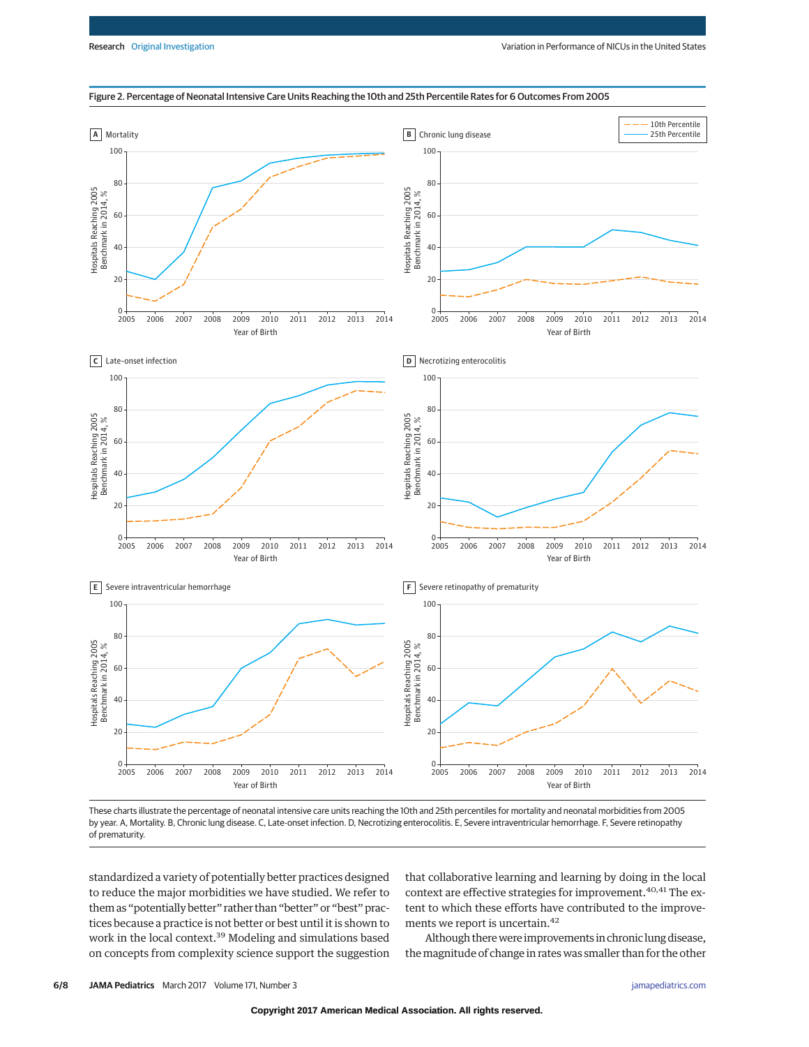Figure 2. Percentage of Neonatal Intensive Care Units Reaching the 10th and 25th Percentile Rates for 6 Outcomes From 2005

These charts illustrate the percentage of neonatal intensive care units reaching the 10th and 25th percentiles for mortality and neonatal morbidities from 2005 by year. A, Mortality. B, Chronic lung disease. C, Late-onset infection. D, Necrotizing enterocolitis. E, Severe intraventricular hemorrhage. F, Severe retinopathy of prematurity.

standardized a variety of potentially better practices designed to reduce the major morbidities we have studied. We refer to them as "potentially better" rather than "better" or "best" practices because a practice is not better or best until it is shown to work in the local context.[39] Modeling and simulations based on concepts from complexity science support the suggestion that collaborative learning and learning by doing in the local context are effective strategies for improvement.[40,41] The extent to which these efforts have contributed to the improvements we report is uncertain.[42]

Although there were improvements in chronic lung disease, the magnitude of change in rates was smaller than for the other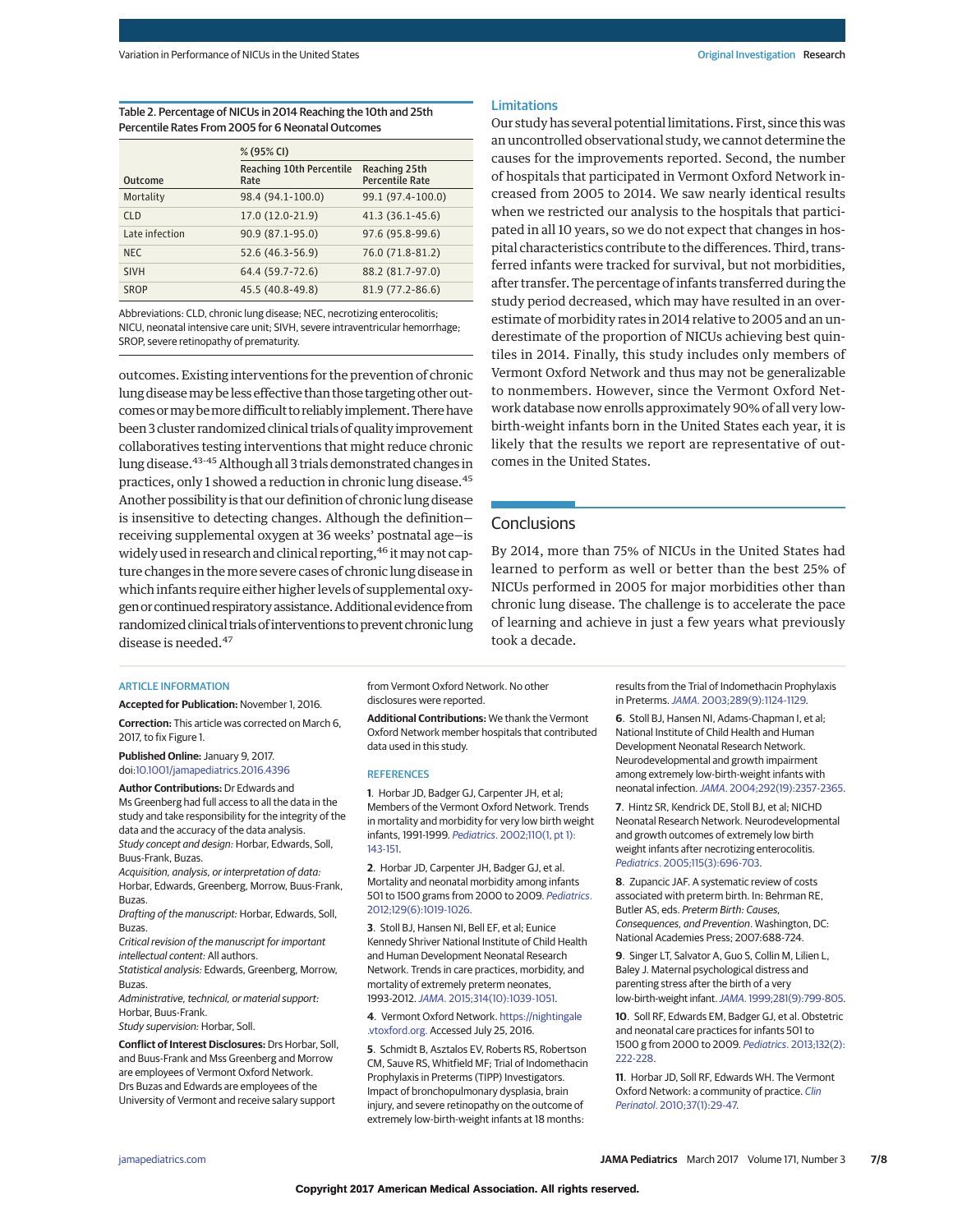Table 2. Percentage of NICUs in 2014 Reaching the 10th and 25th Percentile Rates From 2005 for 6 Neonatal Outcomes

| Outcome | % (95% CI) | |
|---|---|---|
| | Reaching 10th Percentile Rate | Reaching 25th Percentile Rate |
| Mortality | 98.4 (94.1-100.0) | 99.1 (97.4-100.0) |
| CLD | 17.0 (12.0-21.9) | 41.3 (36.1-45.6) |
| Late infection | 90.9 (87.1-95.0) | 97.6 (95.8-99.6) |
| NEC | 52.6 (46.3-56.9) | 76.0 (71.8-81.2) |
| SIVH | 64.4 (59.7-72.6) | 88.2 (81.7-97.0) |
| SROP | 45.5 (40.8-49.8) | 81.9 (77.2-86.6) |

Abbreviations: CLD, chronic lung disease; NEC, necrotizing enterocolitis; NICU, neonatal intensive care unit; SIVH, severe intraventricular hemorrhage; SROP, severe retinopathy of prematurity.

outcomes. Existing interventions for the prevention of chronic lung disease may be less effective than those targeting other outcomes or may be more difficult to reliably implement. There have been 3 cluster randomized clinical trials of quality improvement collaboratives testing interventions that might reduce chronic lung disease.[43-45] Although all 3 trials demonstrated changes in practices, only 1 showed a reduction in chronic lung disease.[45] Another possibility is that our definition of chronic lung disease is insensitive to detecting changes. Although the definition—receiving supplemental oxygen at 36 weeks' postnatal age—is widely used in research and clinical reporting,[46] it may not capture changes in the more severe cases of chronic lung disease in which infants require either higher levels of supplemental oxygen or continued respiratory assistance. Additional evidence from randomized clinical trials of interventions to prevent chronic lung disease is needed.[47]

## Limitations

Our study has several potential limitations. First, since this was an uncontrolled observational study, we cannot determine the causes for the improvements reported. Second, the number of hospitals that participated in Vermont Oxford Network increased from 2005 to 2014. We saw nearly identical results when we restricted our analysis to the hospitals that participated in all 10 years, so we do not expect that changes in hospital characteristics contribute to the differences. Third, transferred infants were tracked for survival, but not morbidities, after transfer. The percentage of infants transferred during the study period decreased, which may have resulted in an overestimate of morbidity rates in 2014 relative to 2005 and an underestimate of the proportion of NICUs achieving best quintiles in 2014. Finally, this study includes only members of Vermont Oxford Network and thus may not be generalizable to nonmembers. However, since the Vermont Oxford Network database now enrolls approximately 90% of all very low-birth-weight infants born in the United States each year, it is likely that the results we report are representative of outcomes in the United States.

## Conclusions

By 2014, more than 75% of NICUs in the United States had learned to perform as well or better than the best 25% of NICUs performed in 2005 for major morbidities other than chronic lung disease. The challenge is to accelerate the pace of learning and achieve in just a few years what previously took a decade.

### ARTICLE INFORMATION

**Accepted for Publication:** November 1, 2016.

**Correction:** This article was corrected on March 6, 2017, to fix Figure 1.

**Published Online:** January 9, 2017. doi:10.1001/jamapediatrics.2016.4396

**Author Contributions:** Dr Edwards and Ms Greenberg had full access to all the data in the study and take responsibility for the integrity of the data and the accuracy of the data analysis.
*Study concept and design:* Horbar, Edwards, Soll, Buus-Frank, Buzas.
*Acquisition, analysis, or interpretation of data:* Horbar, Edwards, Greenberg, Morrow, Buus-Frank, Buzas.
*Drafting of the manuscript:* Horbar, Edwards, Soll, Buzas.
*Critical revision of the manuscript for important intellectual content:* All authors.
*Statistical analysis:* Edwards, Greenberg, Morrow, Buzas.
*Administrative, technical, or material support:* Horbar, Buus-Frank.
*Study supervision:* Horbar, Soll.

**Conflict of Interest Disclosures:** Drs Horbar, Soll, and Buus-Frank and Mss Greenberg and Morrow are employees of Vermont Oxford Network. Drs Buzas and Edwards are employees of the University of Vermont and receive salary support from Vermont Oxford Network. No other disclosures were reported.

**Additional Contributions:** We thank the Vermont Oxford Network member hospitals that contributed data used in this study.

### REFERENCES

1. Horbar JD, Badger GJ, Carpenter JH, et al; Members of the Vermont Oxford Network. Trends in mortality and morbidity for very low birth weight infants, 1991-1999. *Pediatrics*. 2002;110(1, pt 1):143-151.

2. Horbar JD, Carpenter JH, Badger GJ, et al. Mortality and neonatal morbidity among infants 501 to 1500 grams from 2000 to 2009. *Pediatrics*. 2012;129(6):1019-1026.

3. Stoll BJ, Hansen NI, Bell EF, et al; Eunice Kennedy Shriver National Institute of Child Health and Human Development Neonatal Research Network. Trends in care practices, morbidity, and mortality of extremely preterm neonates, 1993-2012. *JAMA*. 2015;314(10):1039-1051.

4. Vermont Oxford Network. https://nightingale.vtoxford.org. Accessed July 25, 2016.

5. Schmidt B, Asztalos EV, Roberts RS, Robertson CM, Sauve RS, Whitfield MF; Trial of Indomethacin Prophylaxis in Preterms (TIPP) Investigators. Impact of bronchopulmonary dysplasia, brain injury, and severe retinopathy on the outcome of extremely low-birth-weight infants at 18 months: results from the Trial of Indomethacin Prophylaxis in Preterms. *JAMA*. 2003;289(9):1124-1129.

6. Stoll BJ, Hansen NI, Adams-Chapman I, et al; National Institute of Child Health and Human Development Neonatal Research Network. Neurodevelopmental and growth impairment among extremely low-birth-weight infants with neonatal infection. *JAMA*. 2004;292(19):2357-2365.

7. Hintz SR, Kendrick DE, Stoll BJ, et al; NICHD Neonatal Research Network. Neurodevelopmental and growth outcomes of extremely low birth weight infants after necrotizing enterocolitis. *Pediatrics*. 2005;115(3):696-703.

8. Zupancic JAF. A systematic review of costs associated with preterm birth. In: Behrman RE, Butler AS, eds. *Preterm Birth: Causes, Consequences, and Prevention*. Washington, DC: National Academies Press; 2007:688-724.

9. Singer LT, Salvator A, Guo S, Collin M, Lilien L, Baley J. Maternal psychological distress and parenting stress after the birth of a very low-birth-weight infant. *JAMA*. 1999;281(9):799-805.

10. Soll RF, Edwards EM, Badger GJ, et al. Obstetric and neonatal care practices for infants 501 to 1500 g from 2000 to 2009. *Pediatrics*. 2013;132(2):222-228.

11. Horbar JD, Soll RF, Edwards WH. The Vermont Oxford Network: a community of practice. *Clin Perinatol*. 2010;37(1):29-47.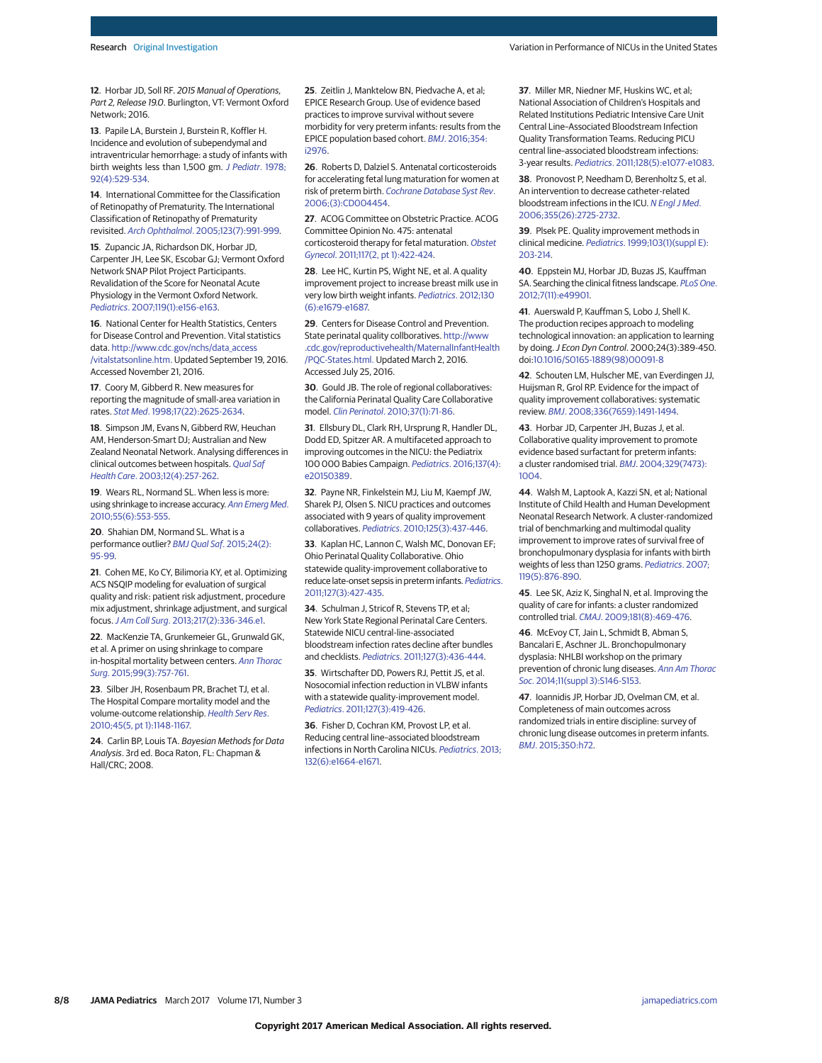12. Horbar JD, Soll RF. *2015 Manual of Operations, Part 2, Release 19.0*. Burlington, VT: Vermont Oxford Network; 2016.

13. Papile LA, Burstein J, Burstein R, Koffler H. Incidence and evolution of subependymal and intraventricular hemorrhage: a study of infants with birth weights less than 1,500 gm. *J Pediatr*. 1978;92(4):529-534.

14. International Committee for the Classification of Retinopathy of Prematurity. The International Classification of Retinopathy of Prematurity revisited. *Arch Ophthalmol*. 2005;123(7):991-999.

15. Zupancic JA, Richardson DK, Horbar JD, Carpenter JH, Lee SK, Escobar GJ; Vermont Oxford Network SNAP Pilot Project Participants. Revalidation of the Score for Neonatal Acute Physiology in the Vermont Oxford Network. *Pediatrics*. 2007;119(1):e156-e163.

16. National Center for Health Statistics, Centers for Disease Control and Prevention. Vital statistics data. http://www.cdc.gov/nchs/data_access/vitalstatsonline.htm. Updated September 19, 2016. Accessed November 21, 2016.

17. Coory M, Gibberd R. New measures for reporting the magnitude of small-area variation in rates. *Stat Med*. 1998;17(22):2625-2634.

18. Simpson JM, Evans N, Gibberd RW, Heuchan AM, Henderson-Smart DJ; Australian and New Zealand Neonatal Network. Analysing differences in clinical outcomes between hospitals. *Qual Saf Health Care*. 2003;12(4):257-262.

19. Wears RL, Normand SL. When less is more: using shrinkage to increase accuracy. *Ann Emerg Med*. 2010;55(6):553-555.

20. Shahian DM, Normand SL. What is a performance outlier? *BMJ Qual Saf*. 2015;24(2):95-99.

21. Cohen ME, Ko CY, Bilimoria KY, et al. Optimizing ACS NSQIP modeling for evaluation of surgical quality and risk: patient risk adjustment, procedure mix adjustment, shrinkage adjustment, and surgical focus. *J Am Coll Surg*. 2013;217(2):336-346.e1.

22. MacKenzie TA, Grunkemeier GL, Grunwald GK, et al. A primer on using shrinkage to compare in-hospital mortality between centers. *Ann Thorac Surg*. 2015;99(3):757-761.

23. Silber JH, Rosenbaum PR, Brachet TJ, et al. The Hospital Compare mortality model and the volume-outcome relationship. *Health Serv Res*. 2010;45(5, pt 1):1148-1167.

24. Carlin BP, Louis TA. *Bayesian Methods for Data Analysis*. 3rd ed. Boca Raton, FL: Chapman & Hall/CRC; 2008.

25. Zeitlin J, Manktelow BN, Piedvache A, et al; EPICE Research Group. Use of evidence based practices to improve survival without severe morbidity for very preterm infants: results from the EPICE population based cohort. *BMJ*. 2016;354:i2976.

26. Roberts D, Dalziel S. Antenatal corticosteroids for accelerating fetal lung maturation for women at risk of preterm birth. *Cochrane Database Syst Rev*. 2006;(3):CD004454.

27. ACOG Committee on Obstetric Practice. ACOG Committee Opinion No. 475: antenatal corticosteroid therapy for fetal maturation. *Obstet Gynecol*. 2011;117(2, pt 1):422-424.

28. Lee HC, Kurtin PS, Wight NE, et al. A quality improvement project to increase breast milk use in very low birth weight infants. *Pediatrics*. 2012;130(6):e1679-e1687.

29. Centers for Disease Control and Prevention. State perinatal quality collborations. http://www.cdc.gov/reproductivehealth/MaternalInfantHealth/PQC-States.html. Updated March 2, 2016. Accessed July 25, 2016.

30. Gould JB. The role of regional collaboratives: the California Perinatal Quality Care Collaborative model. *Clin Perinatol*. 2010;37(1):71-86.

31. Ellsbury DL, Clark RH, Ursprung R, Handler DL, Dodd ED, Spitzer AR. A multifaceted approach to improving outcomes in the NICU: the Pediatrix 100 000 Babies Campaign. *Pediatrics*. 2016;137(4):e20150389.

32. Payne NR, Finkelstein MJ, Liu M, Kaempf JW, Sharek PJ, Olsen S. NICU practices and outcomes associated with 9 years of quality improvement collaboratives. *Pediatrics*. 2010;125(3):437-446.

33. Kaplan HC, Lannon C, Walsh MC, Donovan EF; Ohio Perinatal Quality Collaborative. Ohio statewide quality-improvement collaborative to reduce late-onset sepsis in preterm infants. *Pediatrics*. 2011;127(3):427-435.

34. Schulman J, Stricof R, Stevens TP, et al; New York State Regional Perinatal Care Centers. Statewide NICU central-line-associated bloodstream infection rates decline after bundles and checklists. *Pediatrics*. 2011;127(3):436-444.

35. Wirtschafter DD, Powers RJ, Pettit JS, et al. Nosocomial infection reduction in VLBW infants with a statewide quality-improvement model. *Pediatrics*. 2011;127(3):419-426.

36. Fisher D, Cochran KM, Provost LP, et al. Reducing central line–associated bloodstream infections in North Carolina NICUs. *Pediatrics*. 2013;132(6):e1664-e1671.

37. Miller MR, Niedner MF, Huskins WC, et al; National Association of Children's Hospitals and Related Institutions Pediatric Intensive Care Unit Central Line–Associated Bloodstream Infection Quality Transformation Teams. Reducing PICU central line–associated bloodstream infections: 3-year results. *Pediatrics*. 2011;128(5):e1077-e1083.

38. Pronovost P, Needham D, Berenholtz S, et al. An intervention to decrease catheter-related bloodstream infections in the ICU. *N Engl J Med*. 2006;355(26):2725-2732.

39. Plsek PE. Quality improvement methods in clinical medicine. *Pediatrics*. 1999;103(1)(suppl E):203-214.

40. Eppstein MJ, Horbar JD, Buzas JS, Kauffman SA. Searching the clinical fitness landscape. *PLoS One*. 2012;7(11):e49901.

41. Auerswald P, Kauffman S, Lobo J, Shell K. The production recipes approach to modeling technological innovation: an application to learning by doing. *J Econ Dyn Control*. 2000;24(3):389-450. doi:10.1016/S0165-1889(98)00091-8

42. Schouten LM, Hulscher ME, van Everdingen JJ, Huijsman R, Grol RP. Evidence for the impact of quality improvement collaboratives: systematic review. *BMJ*. 2008;336(7659):1491-1494.

43. Horbar JD, Carpenter JH, Buzas J, et al. Collaborative quality improvement to promote evidence based surfactant for preterm infants: a cluster randomised trial. *BMJ*. 2004;329(7473):1004.

44. Walsh M, Laptook A, Kazzi SN, et al; National Institute of Child Health and Human Development Neonatal Research Network. A cluster-randomized trial of benchmarking and multimodal quality improvement to improve rates of survival free of bronchopulmonary dysplasia for infants with birth weights of less than 1250 grams. *Pediatrics*. 2007;119(5):876-890.

45. Lee SK, Aziz K, Singhal N, et al. Improving the quality of care for infants: a cluster randomized controlled trial. *CMAJ*. 2009;181(8):469-476.

46. McEvoy CT, Jain L, Schmidt B, Abman S, Bancalari E, Aschner JL. Bronchopulmonary dysplasia: NHLBI workshop on the primary prevention of chronic lung diseases. *Ann Am Thorac Soc*. 2014;11(suppl 3):S146-S153.

47. Ioannidis JP, Horbar JD, Ovelman CM, et al. Completeness of main outcomes across randomized trials in entire discipline: survey of chronic lung disease outcomes in preterm infants. *BMJ*. 2015;350:h72.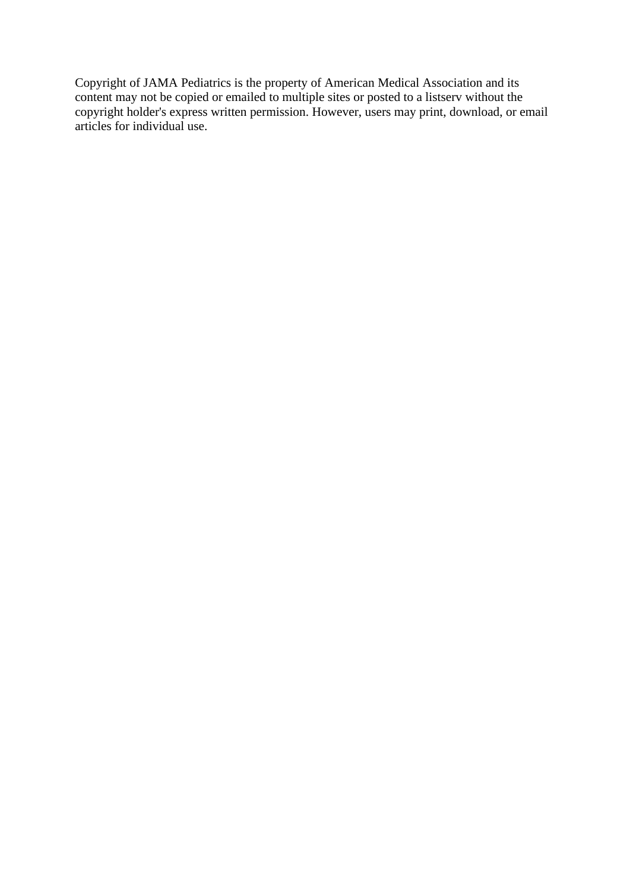Copyright of JAMA Pediatrics is the property of American Medical Association and its content may not be copied or emailed to multiple sites or posted to a listserv without the copyright holder's express written permission. However, users may print, download, or email articles for individual use.